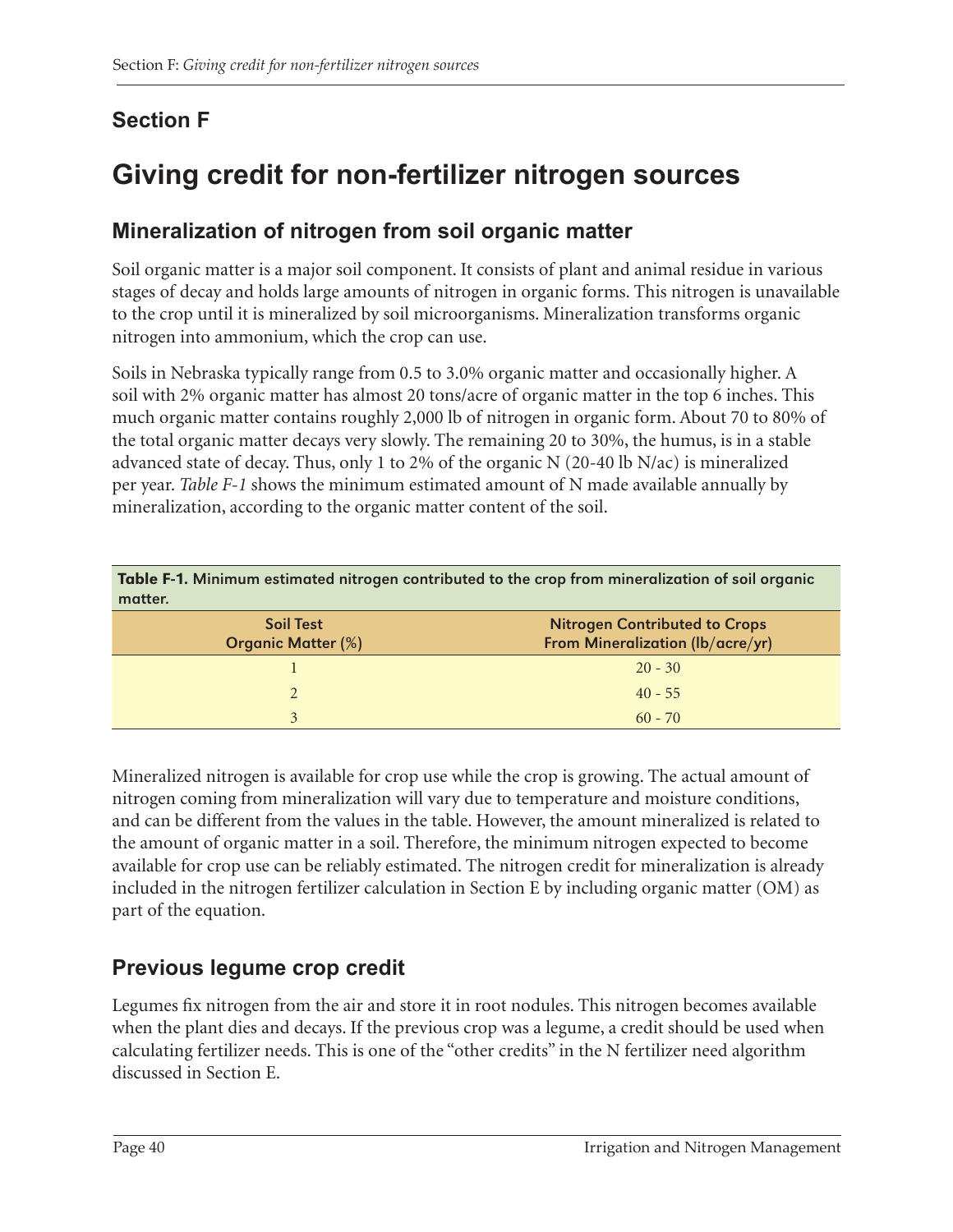## Section F

# Giving credit for non-fertilizer nitrogen sources

### Mineralization of nitrogen from soil organic matter

Soil organic matter is a major soil component. It consists of plant and animal residue in various stages of decay and holds large amounts of nitrogen in organic forms. This nitrogen is unavailable to the crop until it is mineralized by soil microorganisms. Mineralization transforms organic nitrogen into ammonium, which the crop can use.

Soils in Nebraska typically range from 0.5 to 3.0% organic matter and occasionally higher. A soil with 2% organic matter has almost 20 tons/acre of organic matter in the top 6 inches. This much organic matter contains roughly 2,000 lb of nitrogen in organic form. About 70 to 80% of the total organic matter decays very slowly. The remaining 20 to 30%, the humus, is in a stable advanced state of decay. Thus, only 1 to 2% of the organic N (20-40 lb N/ac) is mineralized per year. *Table F-1* shows the minimum estimated amount of N made available annually by mineralization, according to the organic matter content of the soil.

**Table F-1.** Minimum estimated nitrogen contributed to the crop from mineralization of soil organic matter.

| Soil Test Organic Matter (%) | Nitrogen Contributed to Crops From Mineralization (lb/acre/yr) |
|---|---|
| 1 | 20 - 30 |
| 2 | 40 - 55 |
| 3 | 60 - 70 |

Mineralized nitrogen is available for crop use while the crop is growing. The actual amount of nitrogen coming from mineralization will vary due to temperature and moisture conditions, and can be different from the values in the table. However, the amount mineralized is related to the amount of organic matter in a soil. Therefore, the minimum nitrogen expected to become available for crop use can be reliably estimated. The nitrogen credit for mineralization is already included in the nitrogen fertilizer calculation in Section E by including organic matter (OM) as part of the equation.

### Previous legume crop credit

Legumes fix nitrogen from the air and store it in root nodules. This nitrogen becomes available when the plant dies and decays. If the previous crop was a legume, a credit should be used when calculating fertilizer needs. This is one of the "other credits" in the N fertilizer need algorithm discussed in Section E.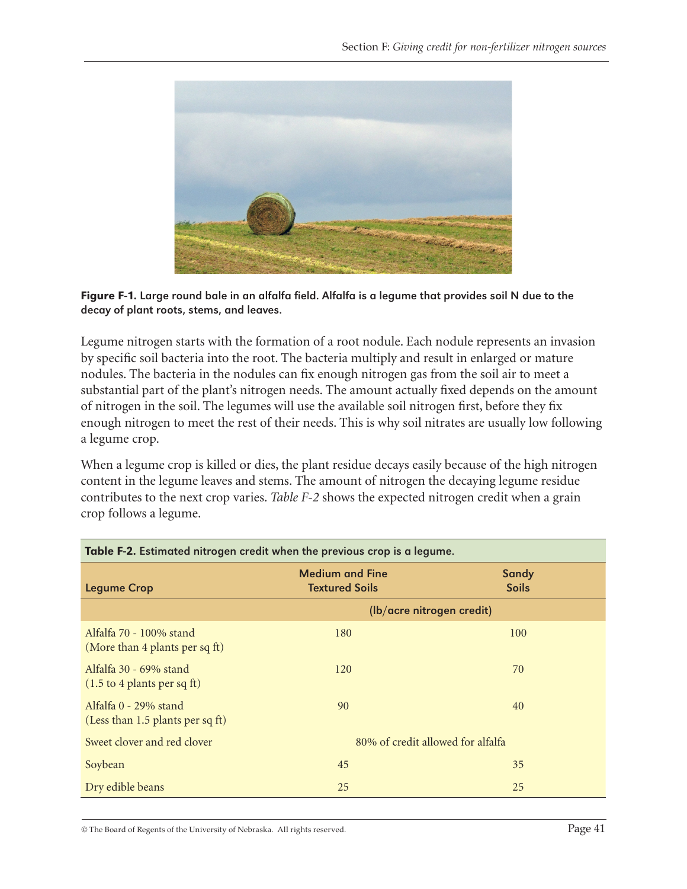**Figure F-1.** Large round bale in an alfalfa field. Alfalfa is a legume that provides soil N due to the decay of plant roots, stems, and leaves.

Legume nitrogen starts with the formation of a root nodule. Each nodule represents an invasion by specific soil bacteria into the root. The bacteria multiply and result in enlarged or mature nodules. The bacteria in the nodules can fix enough nitrogen gas from the soil air to meet a substantial part of the plant's nitrogen needs. The amount actually fixed depends on the amount of nitrogen in the soil. The legumes will use the available soil nitrogen first, before they fix enough nitrogen to meet the rest of their needs. This is why soil nitrates are usually low following a legume crop.

When a legume crop is killed or dies, the plant residue decays easily because of the high nitrogen content in the legume leaves and stems. The amount of nitrogen the decaying legume residue contributes to the next crop varies. *Table F-2* shows the expected nitrogen credit when a grain crop follows a legume.

**Table F-2.** Estimated nitrogen credit when the previous crop is a legume.

| Legume Crop | Medium and Fine Textured Soils | Sandy Soils |
|---|---|---|
| | (lb/acre nitrogen credit) | |
| Alfalfa 70 - 100% stand (More than 4 plants per sq ft) | 180 | 100 |
| Alfalfa 30 - 69% stand (1.5 to 4 plants per sq ft) | 120 | 70 |
| Alfalfa 0 - 29% stand (Less than 1.5 plants per sq ft) | 90 | 40 |
| Sweet clover and red clover | 80% of credit allowed for alfalfa | |
| Soybean | 45 | 35 |
| Dry edible beans | 25 | 25 |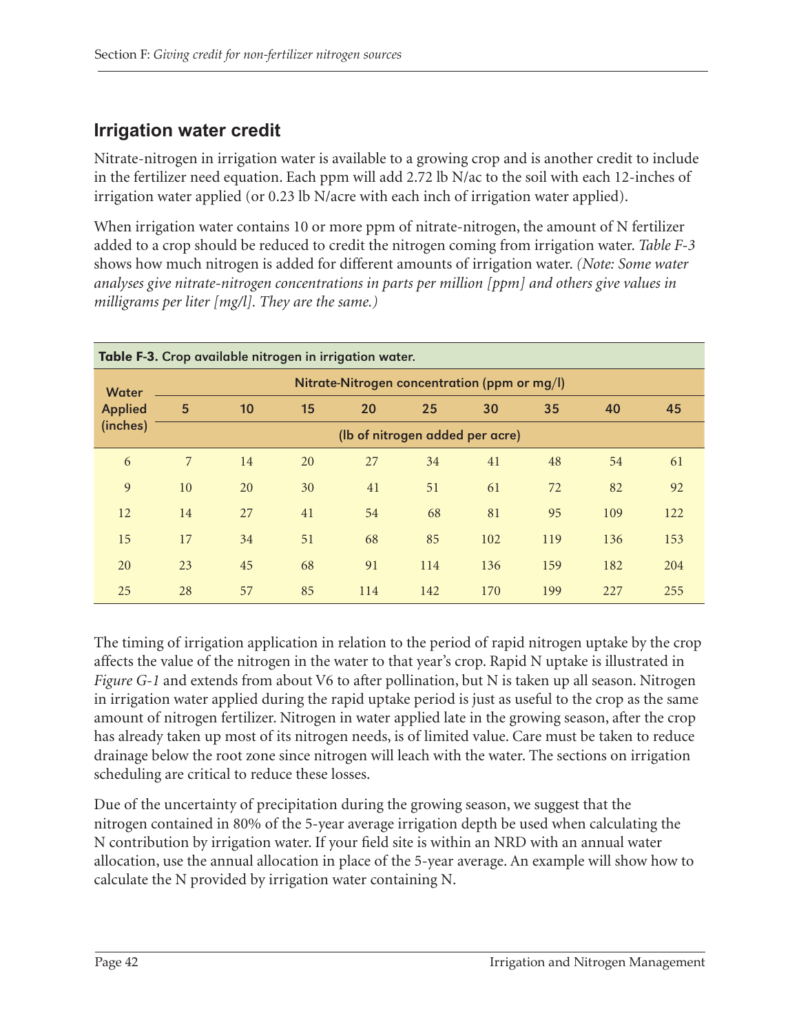## Irrigation water credit

Nitrate-nitrogen in irrigation water is available to a growing crop and is another credit to include in the fertilizer need equation. Each ppm will add 2.72 lb N/ac to the soil with each 12-inches of irrigation water applied (or 0.23 lb N/acre with each inch of irrigation water applied).

When irrigation water contains 10 or more ppm of nitrate-nitrogen, the amount of N fertilizer added to a crop should be reduced to credit the nitrogen coming from irrigation water. *Table F-3* shows how much nitrogen is added for different amounts of irrigation water. *(Note: Some water analyses give nitrate-nitrogen concentrations in parts per million [ppm] and others give values in milligrams per liter [mg/l]. They are the same.)*

**Table F-3.** Crop available nitrogen in irrigation water.

| Water Applied (inches) | Nitrate-Nitrogen concentration (ppm or mg/l) | | | | | | | | |
|---|---|---|---|---|---|---|---|---|---|
| | 5 | 10 | 15 | 20 | 25 | 30 | 35 | 40 | 45 |
| | (lb of nitrogen added per acre) | | | | | | | | |
| 6 | 7 | 14 | 20 | 27 | 34 | 41 | 48 | 54 | 61 |
| 9 | 10 | 20 | 30 | 41 | 51 | 61 | 72 | 82 | 92 |
| 12 | 14 | 27 | 41 | 54 | 68 | 81 | 95 | 109 | 122 |
| 15 | 17 | 34 | 51 | 68 | 85 | 102 | 119 | 136 | 153 |
| 20 | 23 | 45 | 68 | 91 | 114 | 136 | 159 | 182 | 204 |
| 25 | 28 | 57 | 85 | 114 | 142 | 170 | 199 | 227 | 255 |

The timing of irrigation application in relation to the period of rapid nitrogen uptake by the crop affects the value of the nitrogen in the water to that year's crop. Rapid N uptake is illustrated in *Figure G-1* and extends from about V6 to after pollination, but N is taken up all season. Nitrogen in irrigation water applied during the rapid uptake period is just as useful to the crop as the same amount of nitrogen fertilizer. Nitrogen in water applied late in the growing season, after the crop has already taken up most of its nitrogen needs, is of limited value. Care must be taken to reduce drainage below the root zone since nitrogen will leach with the water. The sections on irrigation scheduling are critical to reduce these losses.

Due of the uncertainty of precipitation during the growing season, we suggest that the nitrogen contained in 80% of the 5-year average irrigation depth be used when calculating the N contribution by irrigation water. If your field site is within an NRD with an annual water allocation, use the annual allocation in place of the 5-year average. An example will show how to calculate the N provided by irrigation water containing N.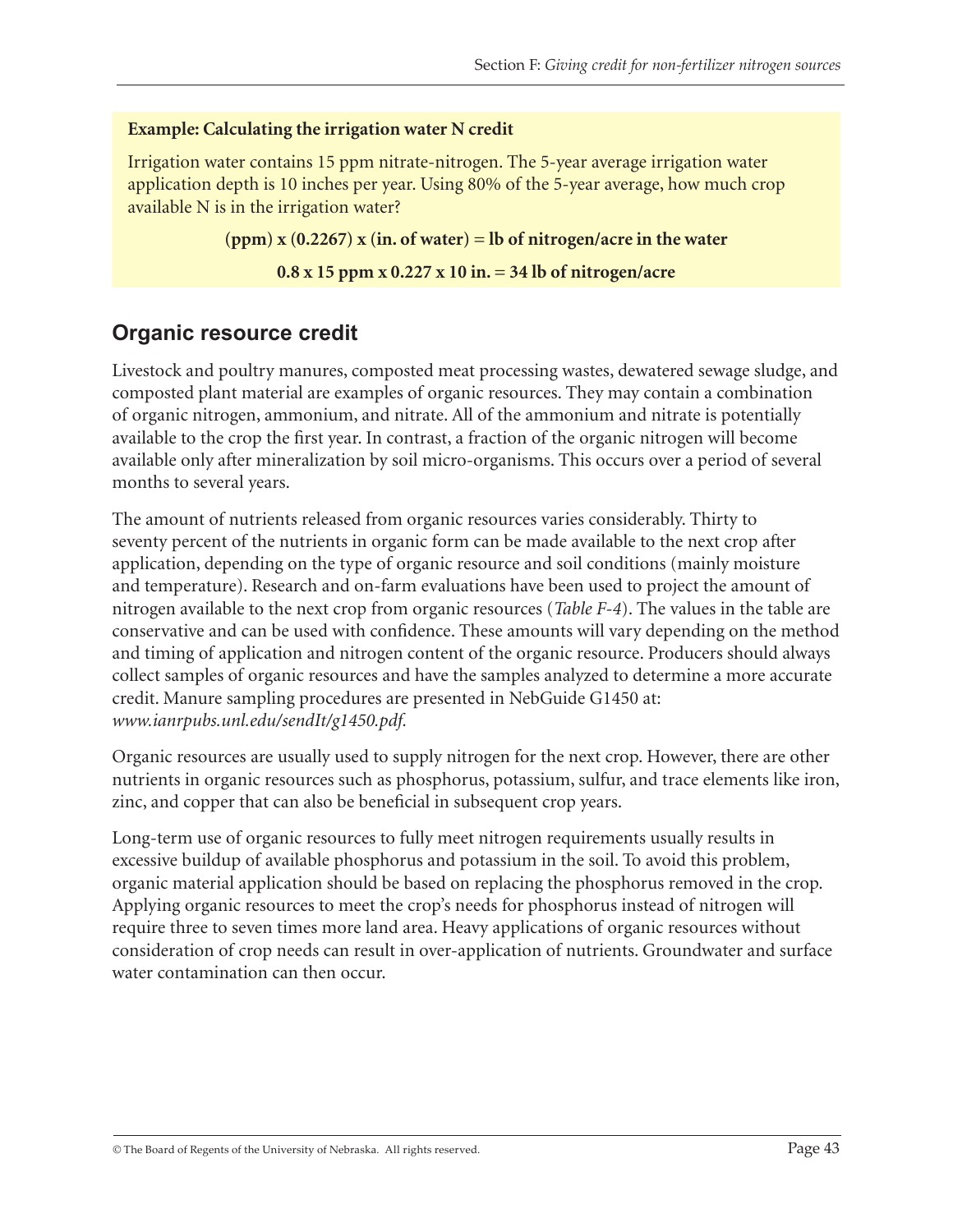**Example: Calculating the irrigation water N credit**

Irrigation water contains 15 ppm nitrate-nitrogen. The 5-year average irrigation water application depth is 10 inches per year. Using 80% of the 5-year average, how much crop available N is in the irrigation water?

**(ppm) x (0.2267) x (in. of water) = lb of nitrogen/acre in the water**

**0.8 x 15 ppm x 0.227 x 10 in. = 34 lb of nitrogen/acre**

## Organic resource credit

Livestock and poultry manures, composted meat processing wastes, dewatered sewage sludge, and composted plant material are examples of organic resources. They may contain a combination of organic nitrogen, ammonium, and nitrate. All of the ammonium and nitrate is potentially available to the crop the first year. In contrast, a fraction of the organic nitrogen will become available only after mineralization by soil micro-organisms. This occurs over a period of several months to several years.

The amount of nutrients released from organic resources varies considerably. Thirty to seventy percent of the nutrients in organic form can be made available to the next crop after application, depending on the type of organic resource and soil conditions (mainly moisture and temperature). Research and on-farm evaluations have been used to project the amount of nitrogen available to the next crop from organic resources (*Table F-4*). The values in the table are conservative and can be used with confidence. These amounts will vary depending on the method and timing of application and nitrogen content of the organic resource. Producers should always collect samples of organic resources and have the samples analyzed to determine a more accurate credit. Manure sampling procedures are presented in NebGuide G1450 at: *www.ianrpubs.unl.edu/sendIt/g1450.pdf*.

Organic resources are usually used to supply nitrogen for the next crop. However, there are other nutrients in organic resources such as phosphorus, potassium, sulfur, and trace elements like iron, zinc, and copper that can also be beneficial in subsequent crop years.

Long-term use of organic resources to fully meet nitrogen requirements usually results in excessive buildup of available phosphorus and potassium in the soil. To avoid this problem, organic material application should be based on replacing the phosphorus removed in the crop. Applying organic resources to meet the crop's needs for phosphorus instead of nitrogen will require three to seven times more land area. Heavy applications of organic resources without consideration of crop needs can result in over-application of nutrients. Groundwater and surface water contamination can then occur.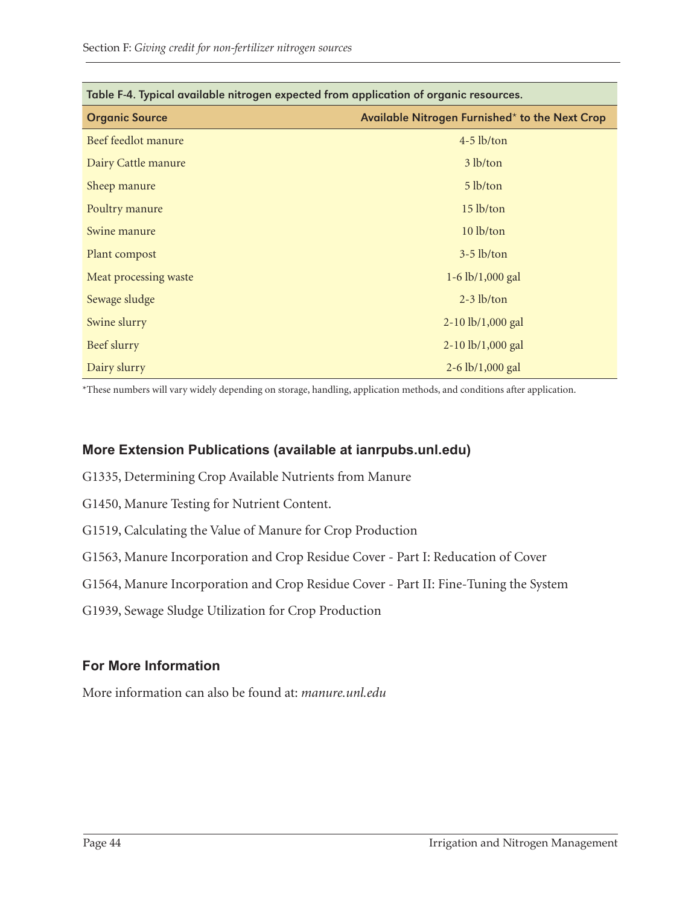| Table F-4. Typical available nitrogen expected from application of organic resources. | |
|---|---|
| **Organic Source** | **Available Nitrogen Furnished* to the Next Crop** |
| Beef feedlot manure | 4-5 lb/ton |
| Dairy Cattle manure | 3 lb/ton |
| Sheep manure | 5 lb/ton |
| Poultry manure | 15 lb/ton |
| Swine manure | 10 lb/ton |
| Plant compost | 3-5 lb/ton |
| Meat processing waste | 1-6 lb/1,000 gal |
| Sewage sludge | 2-3 lb/ton |
| Swine slurry | 2-10 lb/1,000 gal |
| Beef slurry | 2-10 lb/1,000 gal |
| Dairy slurry | 2-6 lb/1,000 gal |

*These numbers will vary widely depending on storage, handling, application methods, and conditions after application.

### More Extension Publications (available at ianrpubs.unl.edu)

G1335, Determining Crop Available Nutrients from Manure

G1450, Manure Testing for Nutrient Content.

G1519, Calculating the Value of Manure for Crop Production

G1563, Manure Incorporation and Crop Residue Cover - Part I: Reducation of Cover

G1564, Manure Incorporation and Crop Residue Cover - Part II: Fine-Tuning the System

G1939, Sewage Sludge Utilization for Crop Production

### For More Information

More information can also be found at: *manure.unl.edu*